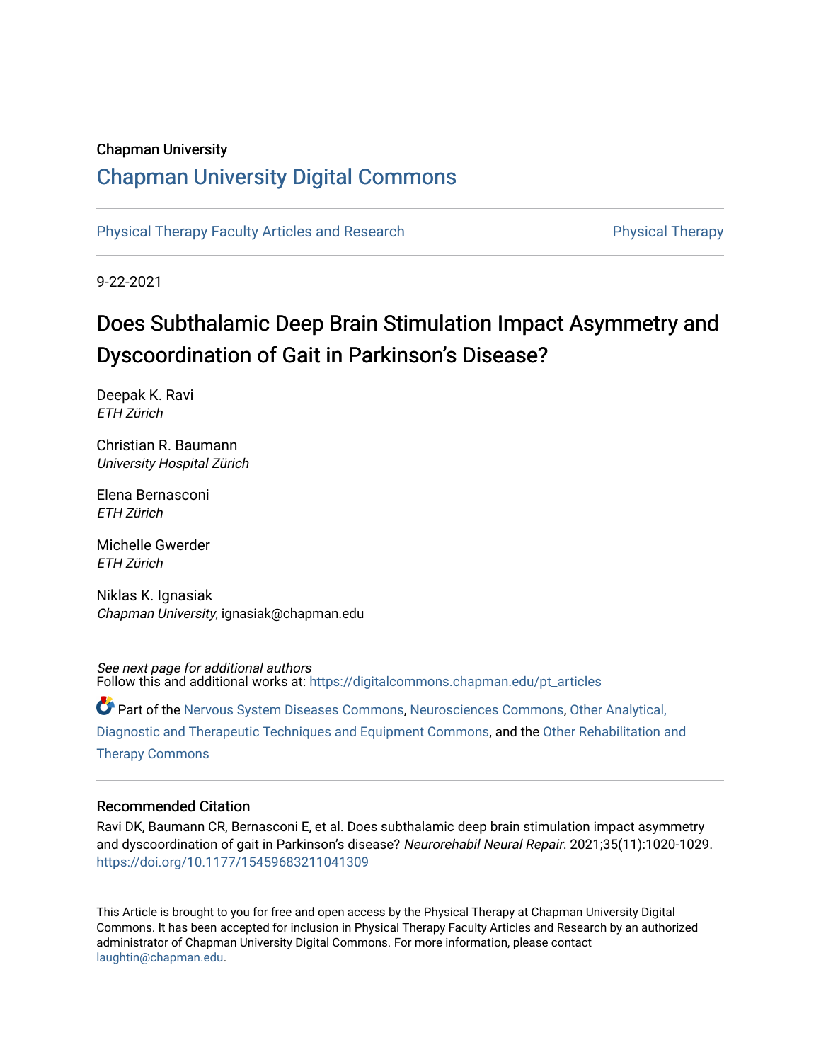Chapman University

# Chapman University Digital Commons

Physical Therapy Faculty Articles and Research | Physical Therapy

9-22-2021

# Does Subthalamic Deep Brain Stimulation Impact Asymmetry and Dyscoordination of Gait in Parkinson's Disease?

Deepak K. Ravi
*ETH Zürich*

Christian R. Baumann
*University Hospital Zürich*

Elena Bernasconi
*ETH Zürich*

Michelle Gwerder
*ETH Zürich*

Niklas K. Ignasiak
*Chapman University*, ignasiak@chapman.edu

*See next page for additional authors*

Follow this and additional works at: https://digitalcommons.chapman.edu/pt_articles

Part of the Nervous System Diseases Commons, Neurosciences Commons, Other Analytical, Diagnostic and Therapeutic Techniques and Equipment Commons, and the Other Rehabilitation and Therapy Commons

## Recommended Citation

Ravi DK, Baumann CR, Bernasconi E, et al. Does subthalamic deep brain stimulation impact asymmetry and dyscoordination of gait in Parkinson's disease? *Neurorehabil Neural Repair*. 2021;35(11):1020-1029. https://doi.org/10.1177/15459683211041309

This Article is brought to you for free and open access by the Physical Therapy at Chapman University Digital Commons. It has been accepted for inclusion in Physical Therapy Faculty Articles and Research by an authorized administrator of Chapman University Digital Commons. For more information, please contact laughtin@chapman.edu.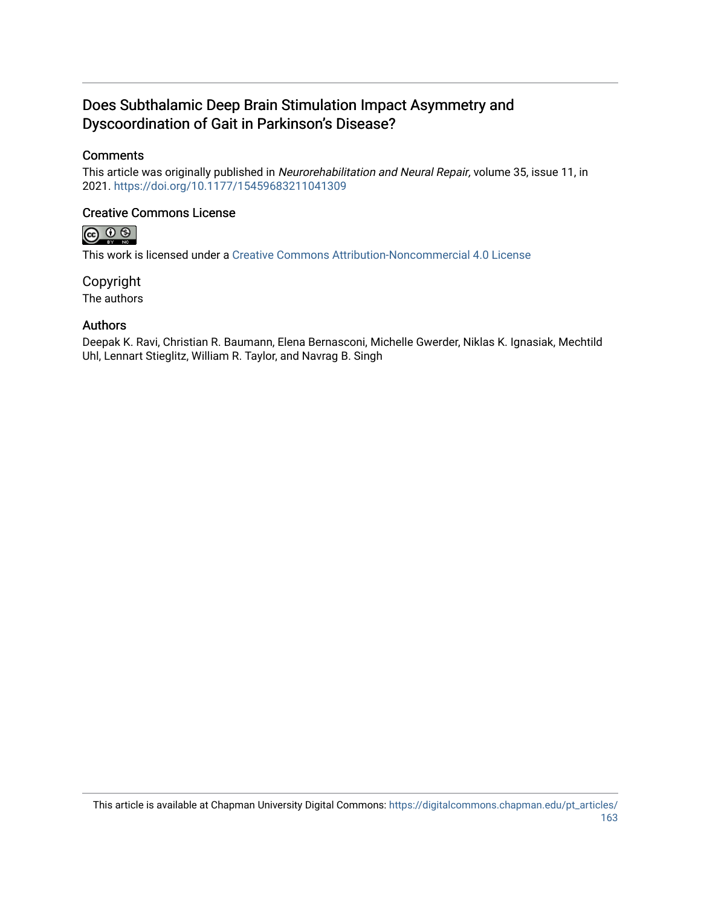# Does Subthalamic Deep Brain Stimulation Impact Asymmetry and Dyscoordination of Gait in Parkinson's Disease?

## Comments

This article was originally published in *Neurorehabilitation and Neural Repair,* volume 35, issue 11, in 2021. https://doi.org/10.1177/15459683211041309

## Creative Commons License

This work is licensed under a Creative Commons Attribution-Noncommercial 4.0 License

## Copyright

The authors

## Authors

Deepak K. Ravi, Christian R. Baumann, Elena Bernasconi, Michelle Gwerder, Niklas K. Ignasiak, Mechtild Uhl, Lennart Stieglitz, William R. Taylor, and Navrag B. Singh

This article is available at Chapman University Digital Commons: https://digitalcommons.chapman.edu/pt_articles/163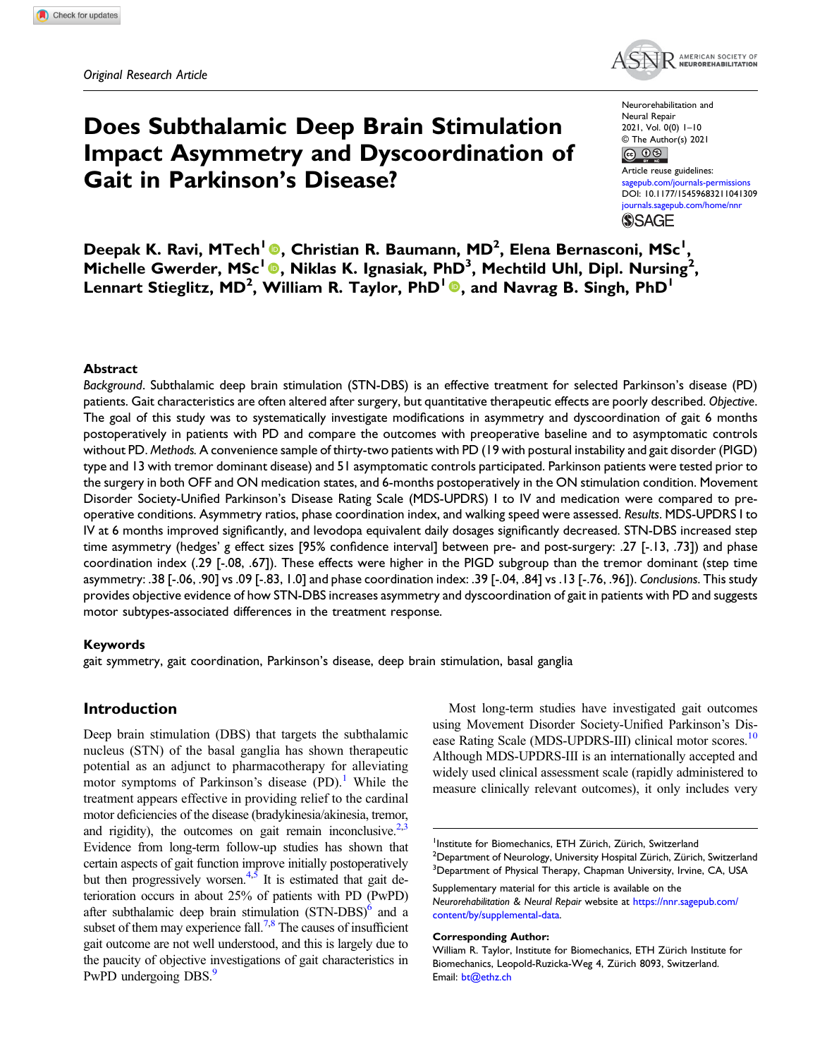Original Research Article

# Does Subthalamic Deep Brain Stimulation Impact Asymmetry and Dyscoordination of Gait in Parkinson's Disease?

Neurorehabilitation and Neural Repair
2021, Vol. 0(0) 1–10
© The Author(s) 2021
Article reuse guidelines:
sagepub.com/journals-permissions
DOI: 10.1177/15459683211041309
journals.sagepub.com/home/nnr

**Deepak K. Ravi, MTech[1], Christian R. Baumann, MD[2], Elena Bernasconi, MSc[1], Michelle Gwerder, MSc[1], Niklas K. Ignasiak, PhD[3], Mechtild Uhl, Dipl. Nursing[2], Lennart Stieglitz, MD[2], William R. Taylor, PhD[1], and Navrag B. Singh, PhD[1]**

## Abstract

*Background*. Subthalamic deep brain stimulation (STN-DBS) is an effective treatment for selected Parkinson's disease (PD) patients. Gait characteristics are often altered after surgery, but quantitative therapeutic effects are poorly described. *Objective*. The goal of this study was to systematically investigate modifications in asymmetry and dyscoordination of gait 6 months postoperatively in patients with PD and compare the outcomes with preoperative baseline and to asymptomatic controls without PD. *Methods*. A convenience sample of thirty-two patients with PD (19 with postural instability and gait disorder (PIGD) type and 13 with tremor dominant disease) and 51 asymptomatic controls participated. Parkinson patients were tested prior to the surgery in both OFF and ON medication states, and 6-months postoperatively in the ON stimulation condition. Movement Disorder Society-Unified Parkinson's Disease Rating Scale (MDS-UPDRS) I to IV and medication were compared to pre-operative conditions. Asymmetry ratios, phase coordination index, and walking speed were assessed. *Results*. MDS-UPDRS I to IV at 6 months improved significantly, and levodopa equivalent daily dosages significantly decreased. STN-DBS increased step time asymmetry (hedges' g effect sizes [95% confidence interval] between pre- and post-surgery: .27 [-.13, .73]) and phase coordination index (.29 [-.08, .67]). These effects were higher in the PIGD subgroup than the tremor dominant (step time asymmetry: .38 [-.06, .90] vs .09 [-.83, 1.0] and phase coordination index: .39 [-.04, .84] vs .13 [-.76, .96]). *Conclusions*. This study provides objective evidence of how STN-DBS increases asymmetry and dyscoordination of gait in patients with PD and suggests motor subtypes-associated differences in the treatment response.

## Keywords

gait symmetry, gait coordination, Parkinson's disease, deep brain stimulation, basal ganglia

## Introduction

Deep brain stimulation (DBS) that targets the subthalamic nucleus (STN) of the basal ganglia has shown therapeutic potential as an adjunct to pharmacotherapy for alleviating motor symptoms of Parkinson's disease (PD).[1] While the treatment appears effective in providing relief to the cardinal motor deficiencies of the disease (bradykinesia/akinesia, tremor, and rigidity), the outcomes on gait remain inconclusive.[2,3] Evidence from long-term follow-up studies has shown that certain aspects of gait function improve initially postoperatively but then progressively worsen.[4,5] It is estimated that gait deterioration occurs in about 25% of patients with PD (PwPD) after subthalamic deep brain stimulation (STN-DBS)[6] and a subset of them may experience fall.[7,8] The causes of insufficient gait outcome are not well understood, and this is largely due to the paucity of objective investigations of gait characteristics in PwPD undergoing DBS.[9]

Most long-term studies have investigated gait outcomes using Movement Disorder Society-Unified Parkinson's Disease Rating Scale (MDS-UPDRS-III) clinical motor scores.[10] Although MDS-UPDRS-III is an internationally accepted and widely used clinical assessment scale (rapidly administered to measure clinically relevant outcomes), it only includes very

[1]Institute for Biomechanics, ETH Zürich, Zürich, Switzerland
[2]Department of Neurology, University Hospital Zürich, Zürich, Switzerland
[3]Department of Physical Therapy, Chapman University, Irvine, CA, USA

Supplementary material for this article is available on the *Neurorehabilitation & Neural Repair* website at https://nnr.sagepub.com/content/by/supplemental-data.

**Corresponding Author:**
William R. Taylor, Institute for Biomechanics, ETH Zürich Institute for Biomechanics, Leopold-Ruzicka-Weg 4, Zürich 8093, Switzerland.
Email: bt@ethz.ch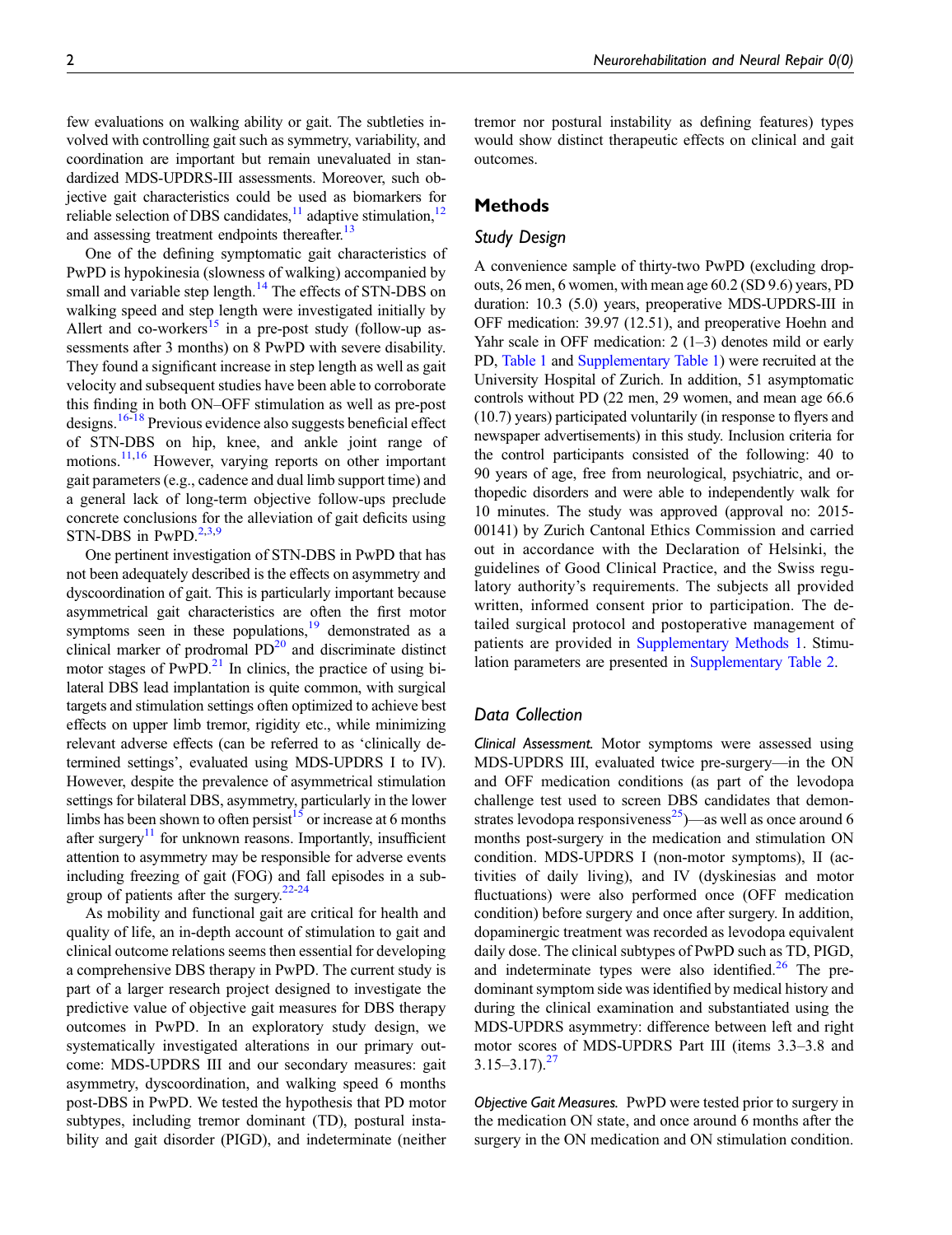few evaluations on walking ability or gait. The subtleties involved with controlling gait such as symmetry, variability, and coordination are important but remain unevaluated in standardized MDS-UPDRS-III assessments. Moreover, such objective gait characteristics could be used as biomarkers for reliable selection of DBS candidates,[11] adaptive stimulation,[12] and assessing treatment endpoints thereafter.[13]

One of the defining symptomatic gait characteristics of PwPD is hypokinesia (slowness of walking) accompanied by small and variable step length.[14] The effects of STN-DBS on walking speed and step length were investigated initially by Allert and co-workers[15] in a pre-post study (follow-up assessments after 3 months) on 8 PwPD with severe disability. They found a significant increase in step length as well as gait velocity and subsequent studies have been able to corroborate this finding in both ON–OFF stimulation as well as pre-post designs.[16-18] Previous evidence also suggests beneficial effect of STN-DBS on hip, knee, and ankle joint range of motions.[11,16] However, varying reports on other important gait parameters (e.g., cadence and dual limb support time) and a general lack of long-term objective follow-ups preclude concrete conclusions for the alleviation of gait deficits using STN-DBS in PwPD.[2,3,9]

One pertinent investigation of STN-DBS in PwPD that has not been adequately described is the effects on asymmetry and dyscoordination of gait. This is particularly important because asymmetrical gait characteristics are often the first motor symptoms seen in these populations,[19] demonstrated as a clinical marker of prodromal PD[20] and discriminate distinct motor stages of PwPD.[21] In clinics, the practice of using bilateral DBS lead implantation is quite common, with surgical targets and stimulation settings often optimized to achieve best effects on upper limb tremor, rigidity etc., while minimizing relevant adverse effects (can be referred to as 'clinically determined settings', evaluated using MDS-UPDRS I to IV). However, despite the prevalence of asymmetrical stimulation settings for bilateral DBS, asymmetry, particularly in the lower limbs has been shown to often persist[15] or increase at 6 months after surgery[11] for unknown reasons. Importantly, insufficient attention to asymmetry may be responsible for adverse events including freezing of gait (FOG) and fall episodes in a subgroup of patients after the surgery.[22-24]

As mobility and functional gait are critical for health and quality of life, an in-depth account of stimulation to gait and clinical outcome relations seems then essential for developing a comprehensive DBS therapy in PwPD. The current study is part of a larger research project designed to investigate the predictive value of objective gait measures for DBS therapy outcomes in PwPD. In an exploratory study design, we systematically investigated alterations in our primary outcome: MDS-UPDRS III and our secondary measures: gait asymmetry, dyscoordination, and walking speed 6 months post-DBS in PwPD. We tested the hypothesis that PD motor subtypes, including tremor dominant (TD), postural instability and gait disorder (PIGD), and indeterminate (neither tremor nor postural instability as defining features) types would show distinct therapeutic effects on clinical and gait outcomes.

## Methods

### Study Design

A convenience sample of thirty-two PwPD (excluding dropouts, 26 men, 6 women, with mean age 60.2 (SD 9.6) years, PD duration: 10.3 (5.0) years, preoperative MDS-UPDRS-III in OFF medication: 39.97 (12.51), and preoperative Hoehn and Yahr scale in OFF medication: 2 (1–3) denotes mild or early PD, Table 1 and Supplementary Table 1) were recruited at the University Hospital of Zurich. In addition, 51 asymptomatic controls without PD (22 men, 29 women, and mean age 66.6 (10.7) years) participated voluntarily (in response to flyers and newspaper advertisements) in this study. Inclusion criteria for the control participants consisted of the following: 40 to 90 years of age, free from neurological, psychiatric, and orthopedic disorders and were able to independently walk for 10 minutes. The study was approved (approval no: 2015-00141) by Zurich Cantonal Ethics Commission and carried out in accordance with the Declaration of Helsinki, the guidelines of Good Clinical Practice, and the Swiss regulatory authority's requirements. The subjects all provided written, informed consent prior to participation. The detailed surgical protocol and postoperative management of patients are provided in Supplementary Methods 1. Stimulation parameters are presented in Supplementary Table 2.

### Data Collection

*Clinical Assessment.* Motor symptoms were assessed using MDS-UPDRS III, evaluated twice pre-surgery—in the ON and OFF medication conditions (as part of the levodopa challenge test used to screen DBS candidates that demonstrates levodopa responsiveness[25])—as well as once around 6 months post-surgery in the medication and stimulation ON condition. MDS-UPDRS I (non-motor symptoms), II (activities of daily living), and IV (dyskinesias and motor fluctuations) were also performed once (OFF medication condition) before surgery and once after surgery. In addition, dopaminergic treatment was recorded as levodopa equivalent daily dose. The clinical subtypes of PwPD such as TD, PIGD, and indeterminate types were also identified.[26] The predominant symptom side was identified by medical history and during the clinical examination and substantiated using the MDS-UPDRS asymmetry: difference between left and right motor scores of MDS-UPDRS Part III (items 3.3–3.8 and 3.15–3.17).[27]

*Objective Gait Measures.* PwPD were tested prior to surgery in the medication ON state, and once around 6 months after the surgery in the ON medication and ON stimulation condition.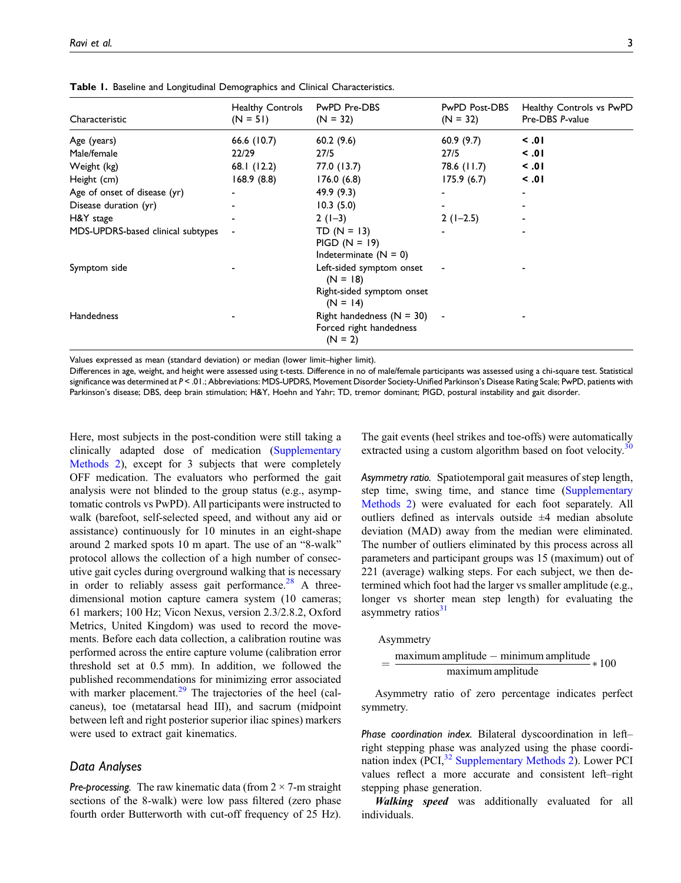**Table 1.** Baseline and Longitudinal Demographics and Clinical Characteristics.

| Characteristic | Healthy Controls (N = 51) | PwPD Pre-DBS (N = 32) | PwPD Post-DBS (N = 32) | Healthy Controls vs PwPD Pre-DBS P-value |
|---|---|---|---|---|
| Age (years) | 66.6 (10.7) | 60.2 (9.6) | 60.9 (9.7) | **< .01** |
| Male/female | 22/29 | 27/5 | 27/5 | **< .01** |
| Weight (kg) | 68.1 (12.2) | 77.0 (13.7) | 78.6 (11.7) | **< .01** |
| Height (cm) | 168.9 (8.8) | 176.0 (6.8) | 175.9 (6.7) | **< .01** |
| Age of onset of disease (yr) | - | 49.9 (9.3) | - | - |
| Disease duration (yr) | - | 10.3 (5.0) | - | - |
| H&Y stage | - | 2 (1–3) | 2 (1–2.5) | - |
| MDS-UPDRS-based clinical subtypes | - | TD (N = 13)<br>PIGD (N = 19)<br>Indeterminate (N = 0) | - | - |
| Symptom side | - | Left-sided symptom onset (N = 18)<br>Right-sided symptom onset (N = 14) | - | - |
| Handedness | - | Right handedness (N = 30)<br>Forced right handedness (N = 2) | - | - |

Values expressed as mean (standard deviation) or median (lower limit–higher limit).

Differences in age, weight, and height were assessed using t-tests. Difference in no of male/female participants was assessed using a chi-square test. Statistical significance was determined at $P < .01$.; Abbreviations: MDS-UPDRS, Movement Disorder Society-Unified Parkinson's Disease Rating Scale; PwPD, patients with Parkinson's disease; DBS, deep brain stimulation; H&Y, Hoehn and Yahr; TD, tremor dominant; PIGD, postural instability and gait disorder.

Here, most subjects in the post-condition were still taking a clinically adapted dose of medication (Supplementary Methods 2), except for 3 subjects that were completely OFF medication. The evaluators who performed the gait analysis were not blinded to the group status (e.g., asymptomatic controls vs PwPD). All participants were instructed to walk (barefoot, self-selected speed, and without any aid or assistance) continuously for 10 minutes in an eight-shape around 2 marked spots 10 m apart. The use of an "8-walk" protocol allows the collection of a high number of consecutive gait cycles during overground walking that is necessary in order to reliably assess gait performance.[28] A three-dimensional motion capture camera system (10 cameras; 61 markers; 100 Hz; Vicon Nexus, version 2.3/2.8.2, Oxford Metrics, United Kingdom) was used to record the movements. Before each data collection, a calibration routine was performed across the entire capture volume (calibration error threshold set at 0.5 mm). In addition, we followed the published recommendations for minimizing error associated with marker placement.[29] The trajectories of the heel (calcaneus), toe (metatarsal head III), and sacrum (midpoint between left and right posterior superior iliac spines) markers were used to extract gait kinematics.

## Data Analyses

*Pre-processing.* The raw kinematic data (from 2 × 7-m straight sections of the 8-walk) were low pass filtered (zero phase fourth order Butterworth with cut-off frequency of 25 Hz). The gait events (heel strikes and toe-offs) were automatically extracted using a custom algorithm based on foot velocity.[30]

*Asymmetry ratio.* Spatiotemporal gait measures of step length, step time, swing time, and stance time (Supplementary Methods 2) were evaluated for each foot separately. All outliers defined as intervals outside ±4 median absolute deviation (MAD) away from the median were eliminated. The number of outliers eliminated by this process across all parameters and participant groups was 15 (maximum) out of 221 (average) walking steps. For each subject, we then determined which foot had the larger vs smaller amplitude (e.g., longer vs shorter mean step length) for evaluating the asymmetry ratios[31]

$$\text{Asymmetry} = \frac{\text{maximum amplitude} - \text{minimum amplitude}}{\text{maximum amplitude}} * 100$$

Asymmetry ratio of zero percentage indicates perfect symmetry.

*Phase coordination index.* Bilateral dyscoordination in left–right stepping phase was analyzed using the phase coordination index (PCI,[32] Supplementary Methods 2). Lower PCI values reflect a more accurate and consistent left–right stepping phase generation.

***Walking speed*** was additionally evaluated for all individuals.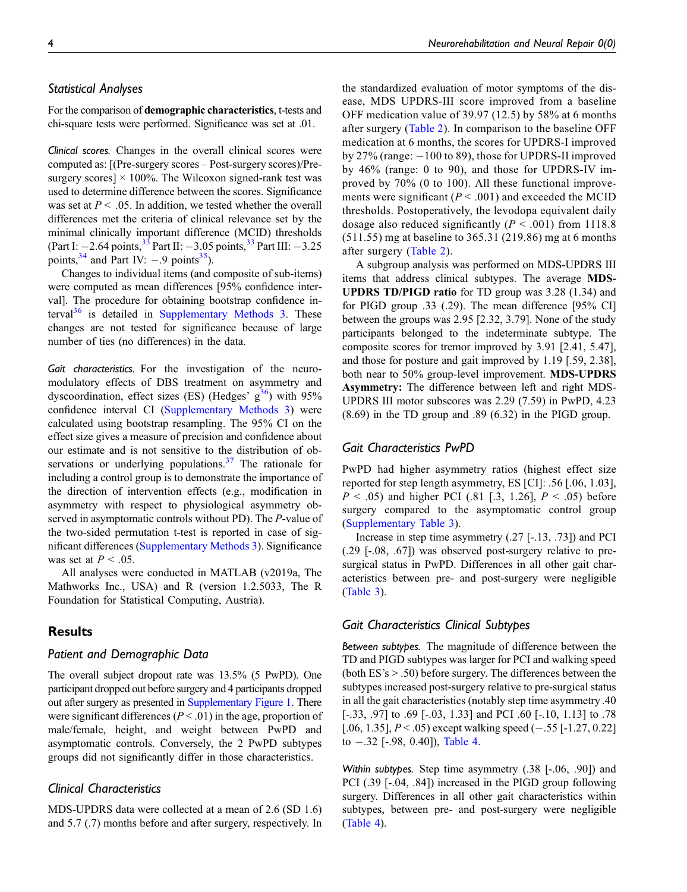### Statistical Analyses

For the comparison of **demographic characteristics**, t-tests and chi-square tests were performed. Significance was set at .01.

*Clinical scores.* Changes in the overall clinical scores were computed as: [(Pre-surgery scores – Post-surgery scores)/Pre-surgery scores] × 100%. The Wilcoxon signed-rank test was used to determine difference between the scores. Significance was set at $P < .05$. In addition, we tested whether the overall differences met the criteria of clinical relevance set by the minimal clinically important difference (MCID) thresholds (Part I: −2.64 points,[33] Part II: −3.05 points,[33] Part III: −3.25 points,[34] and Part IV: −.9 points[35]).

Changes to individual items (and composite of sub-items) were computed as mean differences [95% confidence interval]. The procedure for obtaining bootstrap confidence interval[36] is detailed in Supplementary Methods 3. These changes are not tested for significance because of large number of ties (no differences) in the data.

*Gait characteristics.* For the investigation of the neuromodulatory effects of DBS treatment on asymmetry and dyscoordination, effect sizes (ES) (Hedges' g[36]) with 95% confidence interval CI (Supplementary Methods 3) were calculated using bootstrap resampling. The 95% CI on the effect size gives a measure of precision and confidence about our estimate and is not sensitive to the distribution of observations or underlying populations.[37] The rationale for including a control group is to demonstrate the importance of the direction of intervention effects (e.g., modification in asymmetry with respect to physiological asymmetry observed in asymptomatic controls without PD). The $P$-value of the two-sided permutation t-test is reported in case of significant differences (Supplementary Methods 3). Significance was set at $P < .05$.

All analyses were conducted in MATLAB (v2019a, The Mathworks Inc., USA) and R (version 1.2.5033, The R Foundation for Statistical Computing, Austria).

## Results

### Patient and Demographic Data

The overall subject dropout rate was 13.5% (5 PwPD). One participant dropped out before surgery and 4 participants dropped out after surgery as presented in Supplementary Figure 1. There were significant differences ($P < .01$) in the age, proportion of male/female, height, and weight between PwPD and asymptomatic controls. Conversely, the 2 PwPD subtypes groups did not significantly differ in those characteristics.

### Clinical Characteristics

MDS-UPDRS data were collected at a mean of 2.6 (SD 1.6) and 5.7 (.7) months before and after surgery, respectively. In the standardized evaluation of motor symptoms of the disease, MDS UPDRS-III score improved from a baseline OFF medication value of 39.97 (12.5) by 58% at 6 months after surgery (Table 2). In comparison to the baseline OFF medication at 6 months, the scores for UPDRS-I improved by 27% (range: −100 to 89), those for UPDRS-II improved by 46% (range: 0 to 90), and those for UPDRS-IV improved by 70% (0 to 100). All these functional improvements were significant ($P < .001$) and exceeded the MCID thresholds. Postoperatively, the levodopa equivalent daily dosage also reduced significantly ($P < .001$) from 1118.8 (511.55) mg at baseline to 365.31 (219.86) mg at 6 months after surgery (Table 2).

A subgroup analysis was performed on MDS-UPDRS III items that address clinical subtypes. The average **MDS-UPDRS TD/PIGD ratio** for TD group was 3.28 (1.34) and for PIGD group .33 (.29). The mean difference [95% CI] between the groups was 2.95 [2.32, 3.79]. None of the study participants belonged to the indeterminate subtype. The composite scores for tremor improved by 3.91 [2.41, 5.47], and those for posture and gait improved by 1.19 [.59, 2.38], both near to 50% group-level improvement. **MDS-UPDRS Asymmetry:** The difference between left and right MDS-UPDRS III motor subscores was 2.29 (7.59) in PwPD, 4.23 (8.69) in the TD group and .89 (6.32) in the PIGD group.

### Gait Characteristics PwPD

PwPD had higher asymmetry ratios (highest effect size reported for step length asymmetry, ES [CI]: .56 [.06, 1.03], $P < .05$) and higher PCI (.81 [.3, 1.26], $P < .05$) before surgery compared to the asymptomatic control group (Supplementary Table 3).

Increase in step time asymmetry (.27 [-.13, .73]) and PCI (.29 [-.08, .67]) was observed post-surgery relative to pre-surgical status in PwPD. Differences in all other gait characteristics between pre- and post-surgery were negligible (Table 3).

### Gait Characteristics Clinical Subtypes

*Between subtypes.* The magnitude of difference between the TD and PIGD subtypes was larger for PCI and walking speed (both ES's > .50) before surgery. The differences between the subtypes increased post-surgery relative to pre-surgical status in all the gait characteristics (notably step time asymmetry .40 [-.33, .97] to .69 [-.03, 1.33] and PCI .60 [-.10, 1.13] to .78 [.06, 1.35], $P < .05$) except walking speed (−.55 [-1.27, 0.22] to −.32 [-.98, 0.40]), Table 4.

*Within subtypes.* Step time asymmetry (.38 [-.06, .90]) and PCI (.39 [-.04, .84]) increased in the PIGD group following surgery. Differences in all other gait characteristics within subtypes, between pre- and post-surgery were negligible (Table 4).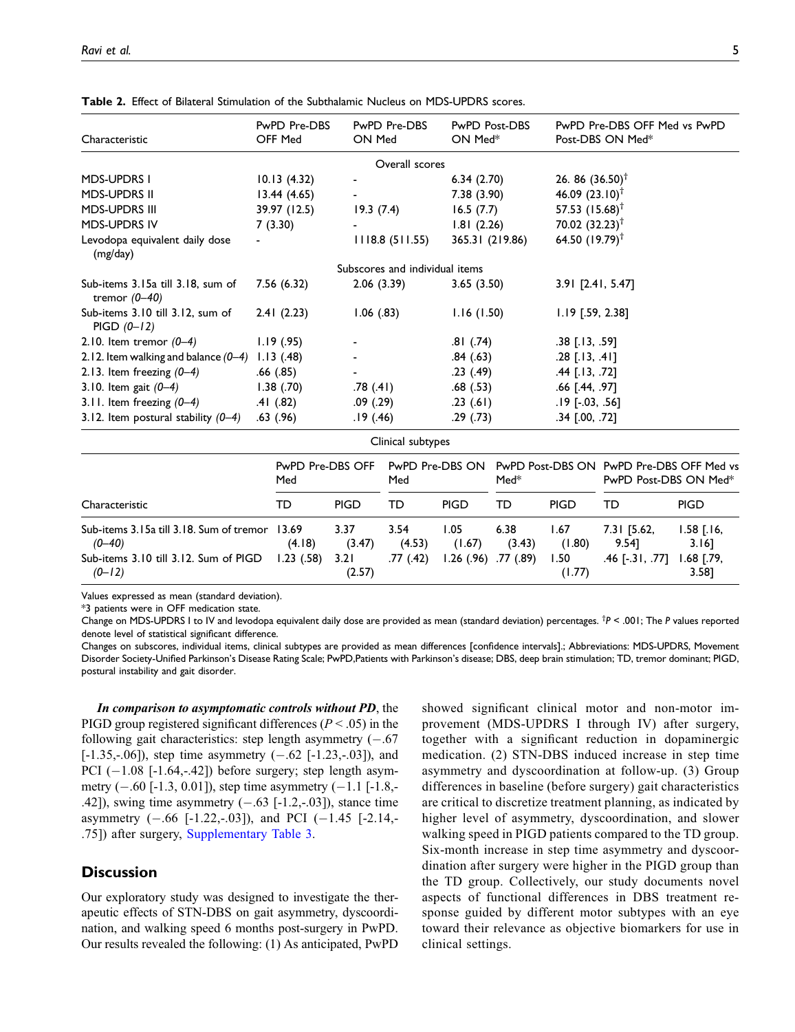**Table 2.** Effect of Bilateral Stimulation of the Subthalamic Nucleus on MDS-UPDRS scores.

| Characteristic | PwPD Pre-DBS OFF Med | PwPD Pre-DBS ON Med | PwPD Post-DBS ON Med* | PwPD Pre-DBS OFF Med vs PwPD Post-DBS ON Med* |
|---|---|---|---|---|
| | | Overall scores | | |
| MDS-UPDRS I | 10.13 (4.32) | - | 6.34 (2.70) | 26. 86 (36.50)$^{\dagger}$ |
| MDS-UPDRS II | 13.44 (4.65) | - | 7.38 (3.90) | 46.09 (23.10)$^{\dagger}$ |
| MDS-UPDRS III | 39.97 (12.5) | 19.3 (7.4) | 16.5 (7.7) | 57.53 (15.68)$^{\dagger}$ |
| MDS-UPDRS IV | 7 (3.30) | - | 1.81 (2.26) | 70.02 (32.23)$^{\dagger}$ |
| Levodopa equivalent daily dose (mg/day) | - | 1118.8 (511.55) | 365.31 (219.86) | 64.50 (19.79)$^{\dagger}$ |
| | | Subscores and individual items | | |
| Sub-items 3.15a till 3.18, sum of tremor *(0–40)* | 7.56 (6.32) | 2.06 (3.39) | 3.65 (3.50) | 3.91 [2.41, 5.47] |
| Sub-items 3.10 till 3.12, sum of PIGD *(0–12)* | 2.41 (2.23) | 1.06 (.83) | 1.16 (1.50) | 1.19 [.59, 2.38] |
| 2.10. Item tremor *(0–4)* | 1.19 (.95) | - | .81 (.74) | .38 [.13, .59] |
| 2.12. Item walking and balance *(0–4)* | 1.13 (.48) | - | .84 (.63) | .28 [.13, .41] |
| 2.13. Item freezing *(0–4)* | .66 (.85) | - | .23 (.49) | .44 [.13, .72] |
| 3.10. Item gait *(0–4)* | 1.38 (.70) | .78 (.41) | .68 (.53) | .66 [.44, .97] |
| 3.11. Item freezing *(0–4)* | .41 (.82) | .09 (.29) | .23 (.61) | .19 [-.03, .56] |
| 3.12. Item postural stability *(0–4)* | .63 (.96) | .19 (.46) | .29 (.73) | .34 [.00, .72] |

Clinical subtypes

| Characteristic | PwPD Pre-DBS OFF Med | | PwPD Pre-DBS ON Med | | PwPD Post-DBS ON Med* | | PwPD Pre-DBS OFF Med vs PwPD Post-DBS ON Med* | |
|---|---|---|---|---|---|---|---|---|
| | TD | PIGD | TD | PIGD | TD | PIGD | TD | PIGD |
| Sub-items 3.15a till 3.18. Sum of tremor *(0–40)* | 13.69 (4.18) | 3.37 (3.47) | 3.54 (4.53) | 1.05 (1.67) | 6.38 (3.43) | 1.67 (1.80) | 7.31 [5.62, 9.54] | 1.58 [.16, 3.16] |
| Sub-items 3.10 till 3.12. Sum of PIGD *(0–12)* | 1.23 (.58) | 3.21 (2.57) | .77 (.42) | 1.26 (.96) | .77 (.89) | 1.50 (1.77) | .46 [-.31, .77] | 1.68 [.79, 3.58] |

Values expressed as mean (standard deviation).

*3 patients were in OFF medication state.

Change on MDS-UPDRS I to IV and levodopa equivalent daily dose are provided as mean (standard deviation) percentages. $^{\dagger}P < .001$; The *P* values reported denote level of statistical significant difference.

Changes on subscores, individual items, clinical subtypes are provided as mean differences [confidence intervals].; Abbreviations: MDS-UPDRS, Movement Disorder Society-Unified Parkinson's Disease Rating Scale; PwPD,Patients with Parkinson's disease; DBS, deep brain stimulation; TD, tremor dominant; PIGD, postural instability and gait disorder.

***In comparison to asymptomatic controls without PD***, the PIGD group registered significant differences ($P < .05$) in the following gait characteristics: step length asymmetry (−.67 [-1.35,-.06]), step time asymmetry (−.62 [-1.23,-.03]), and PCI (−1.08 [-1.64,-.42]) before surgery; step length asymmetry (−.60 [-1.3, 0.01]), step time asymmetry (−1.1 [-1.8,-.42]), swing time asymmetry (−.63 [-1.2,-.03]), stance time asymmetry (−.66 [-1.22,-.03]), and PCI (−1.45 [-2.14,-.75]) after surgery, Supplementary Table 3.

## Discussion

Our exploratory study was designed to investigate the therapeutic effects of STN-DBS on gait asymmetry, dyscoordination, and walking speed 6 months post-surgery in PwPD. Our results revealed the following: (1) As anticipated, PwPD showed significant clinical motor and non-motor improvement (MDS-UPDRS I through IV) after surgery, together with a significant reduction in dopaminergic medication. (2) STN-DBS induced increase in step time asymmetry and dyscoordination at follow-up. (3) Group differences in baseline (before surgery) gait characteristics are critical to discretize treatment planning, as indicated by higher level of asymmetry, dyscoordination, and slower walking speed in PIGD patients compared to the TD group. Six-month increase in step time asymmetry and dyscoordination after surgery were higher in the PIGD group than the TD group. Collectively, our study documents novel aspects of functional differences in DBS treatment response guided by different motor subtypes with an eye toward their relevance as objective biomarkers for use in clinical settings.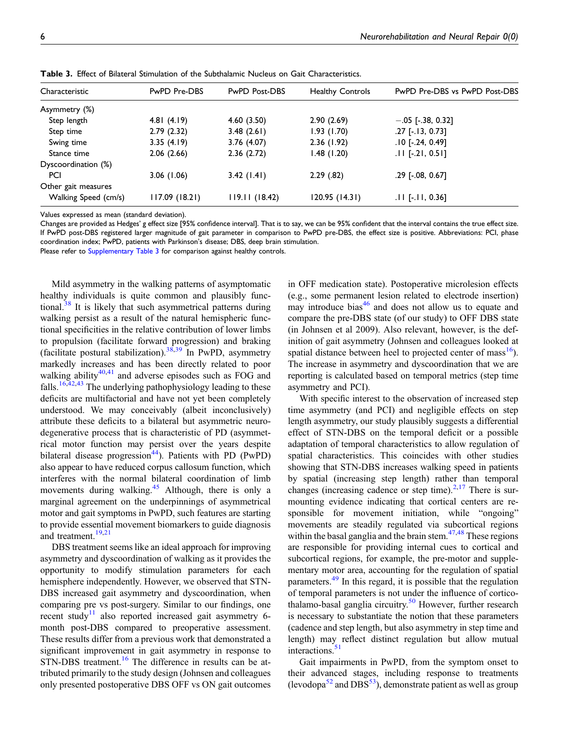**Table 3.** Effect of Bilateral Stimulation of the Subthalamic Nucleus on Gait Characteristics.

| Characteristic | PwPD Pre-DBS | PwPD Post-DBS | Healthy Controls | PwPD Pre-DBS vs PwPD Post-DBS |
|---|---|---|---|---|
| Asymmetry (%) | | | | |
| Step length | 4.81 (4.19) | 4.60 (3.50) | 2.90 (2.69) | −.05 [-.38, 0.32] |
| Step time | 2.79 (2.32) | 3.48 (2.61) | 1.93 (1.70) | .27 [-.13, 0.73] |
| Swing time | 3.35 (4.19) | 3.76 (4.07) | 2.36 (1.92) | .10 [-.24, 0.49] |
| Stance time | 2.06 (2.66) | 2.36 (2.72) | 1.48 (1.20) | .11 [-.21, 0.51] |
| Dyscoordination (%) | | | | |
| PCI | 3.06 (1.06) | 3.42 (1.41) | 2.29 (.82) | .29 [-.08, 0.67] |
| Other gait measures | | | | |
| Walking Speed (cm/s) | 117.09 (18.21) | 119.11 (18.42) | 120.95 (14.31) | .11 [-.11, 0.36] |

Values expressed as mean (standard deviation).

Changes are provided as Hedges' g effect size [95% confidence interval]. That is to say, we can be 95% confident that the interval contains the true effect size. If PwPD post-DBS registered larger magnitude of gait parameter in comparison to PwPD pre-DBS, the effect size is positive. Abbreviations: PCI, phase coordination index; PwPD, patients with Parkinson's disease; DBS, deep brain stimulation.

Please refer to Supplementary Table 3 for comparison against healthy controls.

Mild asymmetry in the walking patterns of asymptomatic healthy individuals is quite common and plausibly functional.[38] It is likely that such asymmetrical patterns during walking persist as a result of the natural hemispheric functional specificities in the relative contribution of lower limbs to propulsion (facilitate forward progression) and braking (facilitate postural stabilization).[38,39] In PwPD, asymmetry markedly increases and has been directly related to poor walking ability[40,41] and adverse episodes such as FOG and falls.[16,42,43] The underlying pathophysiology leading to these deficits are multifactorial and have not yet been completely understood. We may conceivably (albeit inconclusively) attribute these deficits to a bilateral but asymmetric neurodegenerative process that is characteristic of PD (asymmetrical motor function may persist over the years despite bilateral disease progression[44]). Patients with PD (PwPD) also appear to have reduced corpus callosum function, which interferes with the normal bilateral coordination of limb movements during walking.[45] Although, there is only a marginal agreement on the underpinnings of asymmetrical motor and gait symptoms in PwPD, such features are starting to provide essential movement biomarkers to guide diagnosis and treatment.[19,21]

DBS treatment seems like an ideal approach for improving asymmetry and dyscoordination of walking as it provides the opportunity to modify stimulation parameters for each hemisphere independently. However, we observed that STN-DBS increased gait asymmetry and dyscoordination, when comparing pre vs post-surgery. Similar to our findings, one recent study[11] also reported increased gait asymmetry 6-month post-DBS compared to preoperative assessment. These results differ from a previous work that demonstrated a significant improvement in gait asymmetry in response to STN-DBS treatment.[16] The difference in results can be attributed primarily to the study design (Johnsen and colleagues only presented postoperative DBS OFF vs ON gait outcomes in OFF medication state). Postoperative microlesion effects (e.g., some permanent lesion related to electrode insertion) may introduce bias[46] and does not allow us to equate and compare the pre-DBS state (of our study) to OFF DBS state (in Johnsen et al 2009). Also relevant, however, is the definition of gait asymmetry (Johnsen and colleagues looked at spatial distance between heel to projected center of mass[16]). The increase in asymmetry and dyscoordination that we are reporting is calculated based on temporal metrics (step time asymmetry and PCI).

With specific interest to the observation of increased step time asymmetry (and PCI) and negligible effects on step length asymmetry, our study plausibly suggests a differential effect of STN-DBS on the temporal deficit or a possible adaptation of temporal characteristics to allow regulation of spatial characteristics. This coincides with other studies showing that STN-DBS increases walking speed in patients by spatial (increasing step length) rather than temporal changes (increasing cadence or step time).[2,17] There is surmounting evidence indicating that cortical centers are responsible for movement initiation, while "ongoing" movements are steadily regulated via subcortical regions within the basal ganglia and the brain stem.[47,48] These regions are responsible for providing internal cues to cortical and subcortical regions, for example, the pre-motor and supplementary motor area, accounting for the regulation of spatial parameters.[49] In this regard, it is possible that the regulation of temporal parameters is not under the influence of cortico-thalamo-basal ganglia circuitry.[50] However, further research is necessary to substantiate the notion that these parameters (cadence and step length, but also asymmetry in step time and length) may reflect distinct regulation but allow mutual interactions.[51]

Gait impairments in PwPD, from the symptom onset to their advanced stages, including response to treatments (levodopa[52] and DBS[53]), demonstrate patient as well as group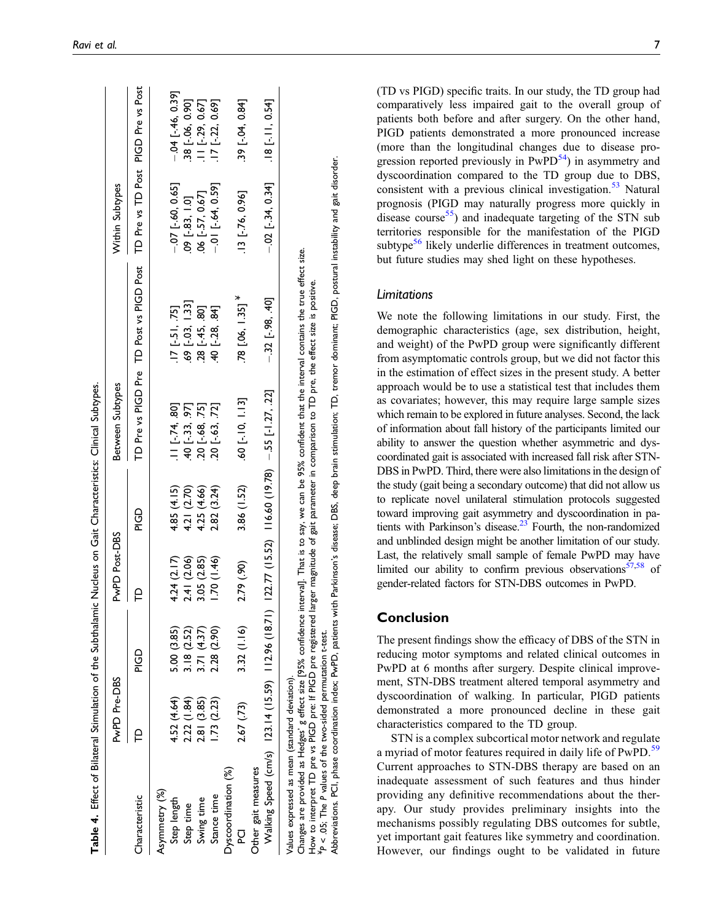**Table 4.** Effect of Bilateral Stimulation of the Subthalamic Nucleus on Gait Characteristics: Clinical Subtypes.

| Characteristic | PwPD Pre-DBS | | PwPD Post-DBS | | Between Subtypes | | Within Subtypes | |
|---|---|---|---|---|---|---|---|---|
| | TD | PIGD | TD | PIGD | TD Pre vs PIGD Pre | TD Post vs PIGD Post | TD Pre vs TD Post | PIGD Pre vs Post |
| Asymmetry (%) | | | | | | | | |
| Step length | 4.52 (4.64) | 5.00 (3.85) | 4.24 (2.17) | 4.85 (4.15) | .11 [-.74, .80] | .17 [-.51, .75] | −.07 [-.60, 0.65] | −.04 [-.46, 0.39] |
| Step time | 2.22 (1.84) | 3.18 (2.52) | 2.41 (2.06) | 4.21 (2.70) | .40 [-.33, .97] | .69 [-.03, 1.33] | .09 [-.83, 1.0] | .38 [-.06, 0.90] |
| Swing time | 2.81 (3.85) | 3.71 (4.37) | 3.05 (2.85) | 4.25 (4.66) | .20 [-.68, .75] | .28 [-.45, .80] | .06 [-.57, 0.67] | .11 [-.29, 0.67] |
| Stance time | 1.73 (2.23) | 2.28 (2.90) | 1.70 (1.46) | 2.82 (3.24) | .20 [-.63, .72] | .40 [-.28, .84] | −.01 [-.64, 0.59] | .17 [-.22, 0.69] |
| Dyscoordination (%) | | | | | | | | |
| PCI | 2.67 (.73) | 3.32 (1.16) | 2.79 (.90) | 3.86 (1.52) | .60 [-.10, 1.13] | .78 [.06, 1.35] * | .13 [-.76, 0.96] | .39 [-.04, 0.84] |
| Other gait measures | | | | | | | | |
| Walking Speed (cm/s) | 123.14 (15.59) | 112.96 (18.71) | 122.77 (15.52) | 116.60 (19.78) | −.55 [-1.27, .22] | −.32 [-.98, .40] | −.02 [-.34, 0.34] | .18 [-.11, 0.54] |

Values expressed as mean (standard deviation).
Changes are provided as Hedges' g effect size [95% confidence interval]. That is to say, we can be 95% confident that the interval contains the true effect size.
How to interpret TD pre vs PIGD pre: If PIGD pre registered larger magnitude of gait parameter in comparison to TD pre, the effect size is positive.
*$p < .05$; The P values of the two-sided permutation t-test.
Abbreviations. PCI, phase coordination index; PwPD, patients with Parkinson's disease; DBS, deep brain stimulation; TD, tremor dominant; PIGD, postural instability and gait disorder.

(TD vs PIGD) specific traits. In our study, the TD group had comparatively less impaired gait to the overall group of patients both before and after surgery. On the other hand, PIGD patients demonstrated a more pronounced increase (more than the longitudinal changes due to disease progression reported previously in PwPD[54]) in asymmetry and dyscoordination compared to the TD group due to DBS, consistent with a previous clinical investigation.[53] Natural prognosis (PIGD may naturally progress more quickly in disease course[55]) and inadequate targeting of the STN sub territories responsible for the manifestation of the PIGD subtype[56] likely underlie differences in treatment outcomes, but future studies may shed light on these hypotheses.

### *Limitations*

We note the following limitations in our study. First, the demographic characteristics (age, sex distribution, height, and weight) of the PwPD group were significantly different from asymptomatic controls group, but we did not factor this in the estimation of effect sizes in the present study. A better approach would be to use a statistical test that includes them as covariates; however, this may require large sample sizes which remain to be explored in future analyses. Second, the lack of information about fall history of the participants limited our ability to answer the question whether asymmetric and dyscoordinated gait is associated with increased fall risk after STN-DBS in PwPD. Third, there were also limitations in the design of the study (gait being a secondary outcome) that did not allow us to replicate novel unilateral stimulation protocols suggested toward improving gait asymmetry and dyscoordination in patients with Parkinson's disease.[23] Fourth, the non-randomized and unblinded design might be another limitation of our study. Last, the relatively small sample of female PwPD may have limited our ability to confirm previous observations[57,58] of gender-related factors for STN-DBS outcomes in PwPD.

## Conclusion

The present findings show the efficacy of DBS of the STN in reducing motor symptoms and related clinical outcomes in PwPD at 6 months after surgery. Despite clinical improvement, STN-DBS treatment altered temporal asymmetry and dyscoordination of walking. In particular, PIGD patients demonstrated a more pronounced decline in these gait characteristics compared to the TD group.

STN is a complex subcortical motor network and regulate a myriad of motor features required in daily life of PwPD.[59] Current approaches to STN-DBS therapy are based on an inadequate assessment of such features and thus hinder providing any definitive recommendations about the therapy. Our study provides preliminary insights into the mechanisms possibly regulating DBS outcomes for subtle, yet important gait features like symmetry and coordination. However, our findings ought to be validated in future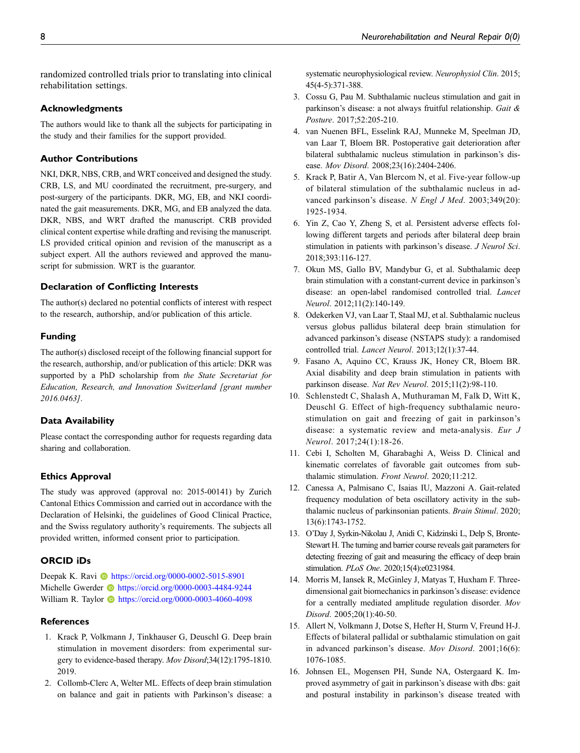randomized controlled trials prior to translating into clinical rehabilitation settings.

## Acknowledgments

The authors would like to thank all the subjects for participating in the study and their families for the support provided.

## Author Contributions

NKI, DKR, NBS, CRB, and WRT conceived and designed the study. CRB, LS, and MU coordinated the recruitment, pre-surgery, and post-surgery of the participants. DKR, MG, EB, and NKI coordinated the gait measurements. DKR, MG, and EB analyzed the data. DKR, NBS, and WRT drafted the manuscript. CRB provided clinical content expertise while drafting and revising the manuscript. LS provided critical opinion and revision of the manuscript as a subject expert. All the authors reviewed and approved the manuscript for submission. WRT is the guarantor.

## Declaration of Conflicting Interests

The author(s) declared no potential conflicts of interest with respect to the research, authorship, and/or publication of this article.

## Funding

The author(s) disclosed receipt of the following financial support for the research, authorship, and/or publication of this article: DKR was supported by a PhD scholarship from *the State Secretariat for Education, Research, and Innovation Switzerland [grant number 2016.0463]*.

## Data Availability

Please contact the corresponding author for requests regarding data sharing and collaboration.

## Ethics Approval

The study was approved (approval no: 2015-00141) by Zurich Cantonal Ethics Commission and carried out in accordance with the Declaration of Helsinki, the guidelines of Good Clinical Practice, and the Swiss regulatory authority's requirements. The subjects all provided written, informed consent prior to participation.

## ORCID iDs

Deepak K. Ravi https://orcid.org/0000-0002-5015-8901
Michelle Gwerder https://orcid.org/0000-0003-4484-9244
William R. Taylor https://orcid.org/0000-0003-4060-4098

## References

1. Krack P, Volkmann J, Tinkhauser G, Deuschl G. Deep brain stimulation in movement disorders: from experimental surgery to evidence-based therapy. *Mov Disord*;34(12):1795-1810. 2019.
2. Collomb-Clerc A, Welter ML. Effects of deep brain stimulation on balance and gait in patients with Parkinson's disease: a systematic neurophysiological review. *Neurophysiol Clin*. 2015; 45(4-5):371-388.
3. Cossu G, Pau M. Subthalamic nucleus stimulation and gait in parkinson's disease: a not always fruitful relationship. *Gait & Posture*. 2017;52:205-210.
4. van Nuenen BFL, Esselink RAJ, Munneke M, Speelman JD, van Laar T, Bloem BR. Postoperative gait deterioration after bilateral subthalamic nucleus stimulation in parkinson's disease. *Mov Disord*. 2008;23(16):2404-2406.
5. Krack P, Batir A, Van Blercom N, et al. Five-year follow-up of bilateral stimulation of the subthalamic nucleus in advanced parkinson's disease. *N Engl J Med*. 2003;349(20): 1925-1934.
6. Yin Z, Cao Y, Zheng S, et al. Persistent adverse effects following different targets and periods after bilateral deep brain stimulation in patients with parkinson's disease. *J Neurol Sci*. 2018;393:116-127.
7. Okun MS, Gallo BV, Mandybur G, et al. Subthalamic deep brain stimulation with a constant-current device in parkinson's disease: an open-label randomised controlled trial. *Lancet Neurol*. 2012;11(2):140-149.
8. Odekerken VJ, van Laar T, Staal MJ, et al. Subthalamic nucleus versus globus pallidus bilateral deep brain stimulation for advanced parkinson's disease (NSTAPS study): a randomised controlled trial. *Lancet Neurol*. 2013;12(1):37-44.
9. Fasano A, Aquino CC, Krauss JK, Honey CR, Bloem BR. Axial disability and deep brain stimulation in patients with parkinson disease. *Nat Rev Neurol*. 2015;11(2):98-110.
10. Schlenstedt C, Shalash A, Muthuraman M, Falk D, Witt K, Deuschl G. Effect of high-frequency subthalamic neurostimulation on gait and freezing of gait in parkinson's disease: a systematic review and meta-analysis. *Eur J Neurol*. 2017;24(1):18-26.
11. Cebi I, Scholten M, Gharabaghi A, Weiss D. Clinical and kinematic correlates of favorable gait outcomes from subthalamic stimulation. *Front Neurol*. 2020;11:212.
12. Canessa A, Palmisano C, Isaias IU, Mazzoni A. Gait-related frequency modulation of beta oscillatory activity in the subthalamic nucleus of parkinsonian patients. *Brain Stimul*. 2020; 13(6):1743-1752.
13. O'Day J, Syrkin-Nikolau J, Anidi C, Kidzinski L, Delp S, Bronte-Stewart H. The turning and barrier course reveals gait parameters for detecting freezing of gait and measuring the efficacy of deep brain stimulation. *PLoS One*. 2020;15(4):e0231984.
14. Morris M, Iansek R, McGinley J, Matyas T, Huxham F. Three-dimensional gait biomechanics in parkinson's disease: evidence for a centrally mediated amplitude regulation disorder. *Mov Disord*. 2005;20(1):40-50.
15. Allert N, Volkmann J, Dotse S, Hefter H, Sturm V, Freund H-J. Effects of bilateral pallidal or subthalamic stimulation on gait in advanced parkinson's disease. *Mov Disord*. 2001;16(6): 1076-1085.
16. Johnsen EL, Mogensen PH, Sunde NA, Ostergaard K. Improved asymmetry of gait in parkinson's disease with dbs: gait and postural instability in parkinson's disease treated with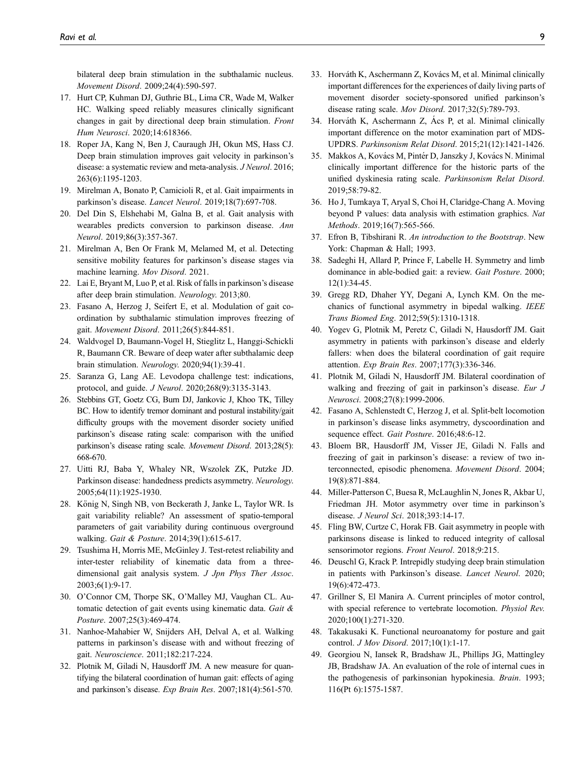bilateral deep brain stimulation in the subthalamic nucleus. *Movement Disord*. 2009;24(4):590-597.

17. Hurt CP, Kuhman DJ, Guthrie BL, Lima CR, Wade M, Walker HC. Walking speed reliably measures clinically significant changes in gait by directional deep brain stimulation. *Front Hum Neurosci*. 2020;14:618366.
18. Roper JA, Kang N, Ben J, Cauraugh JH, Okun MS, Hass CJ. Deep brain stimulation improves gait velocity in parkinson's disease: a systematic review and meta-analysis. *J Neurol*. 2016; 263(6):1195-1203.
19. Mirelman A, Bonato P, Camicioli R, et al. Gait impairments in parkinson's disease. *Lancet Neurol*. 2019;18(7):697-708.
20. Del Din S, Elshehabi M, Galna B, et al. Gait analysis with wearables predicts conversion to parkinson disease. *Ann Neurol*. 2019;86(3):357-367.
21. Mirelman A, Ben Or Frank M, Melamed M, et al. Detecting sensitive mobility features for parkinson's disease stages via machine learning. *Mov Disord*. 2021.
22. Lai E, Bryant M, Luo P, et al. Risk of falls in parkinson's disease after deep brain stimulation. *Neurology.* 2013;80.
23. Fasano A, Herzog J, Seifert E, et al. Modulation of gait coordination by subthalamic stimulation improves freezing of gait. *Movement Disord*. 2011;26(5):844-851.
24. Waldvogel D, Baumann-Vogel H, Stieglitz L, Hanggi-Schickli R, Baumann CR. Beware of deep water after subthalamic deep brain stimulation. *Neurology.* 2020;94(1):39-41.
25. Saranza G, Lang AE. Levodopa challenge test: indications, protocol, and guide. *J Neurol*. 2020;268(9):3135-3143.
26. Stebbins GT, Goetz CG, Burn DJ, Jankovic J, Khoo TK, Tilley BC. How to identify tremor dominant and postural instability/gait difficulty groups with the movement disorder society unified parkinson's disease rating scale: comparison with the unified parkinson's disease rating scale. *Movement Disord*. 2013;28(5): 668-670.
27. Uitti RJ, Baba Y, Whaley NR, Wszolek ZK, Putzke JD. Parkinson disease: handedness predicts asymmetry. *Neurology.* 2005;64(11):1925-1930.
28. König N, Singh NB, von Beckerath J, Janke L, Taylor WR. Is gait variability reliable? An assessment of spatio-temporal parameters of gait variability during continuous overground walking. *Gait & Posture*. 2014;39(1):615-617.
29. Tsushima H, Morris ME, McGinley J. Test-retest reliability and inter-tester reliability of kinematic data from a three-dimensional gait analysis system. *J Jpn Phys Ther Assoc*. 2003;6(1):9-17.
30. O'Connor CM, Thorpe SK, O'Malley MJ, Vaughan CL. Automatic detection of gait events using kinematic data. *Gait & Posture*. 2007;25(3):469-474.
31. Nanhoe-Mahabier W, Snijders AH, Delval A, et al. Walking patterns in parkinson's disease with and without freezing of gait. *Neuroscience*. 2011;182:217-224.
32. Plotnik M, Giladi N, Hausdorff JM. A new measure for quantifying the bilateral coordination of human gait: effects of aging and parkinson's disease. *Exp Brain Res*. 2007;181(4):561-570.
33. Horváth K, Aschermann Z, Kovács M, et al. Minimal clinically important differences for the experiences of daily living parts of movement disorder society-sponsored unified parkinson's disease rating scale. *Mov Disord*. 2017;32(5):789-793.
34. Horváth K, Aschermann Z, Ács P, et al. Minimal clinically important difference on the motor examination part of MDS-UPDRS. *Parkinsonism Relat Disord*. 2015;21(12):1421-1426.
35. Makkos A, Kovács M, Pintér D, Janszky J, Kovács N. Minimal clinically important difference for the historic parts of the unified dyskinesia rating scale. *Parkinsonism Relat Disord*. 2019;58:79-82.
36. Ho J, Tumkaya T, Aryal S, Choi H, Claridge-Chang A. Moving beyond P values: data analysis with estimation graphics. *Nat Methods*. 2019;16(7):565-566.
37. Efron B, Tibshirani R. *An introduction to the Bootstrap*. New York: Chapman & Hall; 1993.
38. Sadeghi H, Allard P, Prince F, Labelle H. Symmetry and limb dominance in able-bodied gait: a review. *Gait Posture*. 2000; 12(1):34-45.
39. Gregg RD, Dhaher YY, Degani A, Lynch KM. On the mechanics of functional asymmetry in bipedal walking. *IEEE Trans Biomed Eng*. 2012;59(5):1310-1318.
40. Yogev G, Plotnik M, Peretz C, Giladi N, Hausdorff JM. Gait asymmetry in patients with parkinson's disease and elderly fallers: when does the bilateral coordination of gait require attention. *Exp Brain Res*. 2007;177(3):336-346.
41. Plotnik M, Giladi N, Hausdorff JM. Bilateral coordination of walking and freezing of gait in parkinson's disease. *Eur J Neurosci*. 2008;27(8):1999-2006.
42. Fasano A, Schlenstedt C, Herzog J, et al. Split-belt locomotion in parkinson's disease links asymmetry, dyscoordination and sequence effect. *Gait Posture*. 2016;48:6-12.
43. Bloem BR, Hausdorff JM, Visser JE, Giladi N. Falls and freezing of gait in parkinson's disease: a review of two interconnected, episodic phenomena. *Movement Disord*. 2004; 19(8):871-884.
44. Miller-Patterson C, Buesa R, McLaughlin N, Jones R, Akbar U, Friedman JH. Motor asymmetry over time in parkinson's disease. *J Neurol Sci*. 2018;393:14-17.
45. Fling BW, Curtze C, Horak FB. Gait asymmetry in people with parkinsons disease is linked to reduced integrity of callosal sensorimotor regions. *Front Neurol*. 2018;9:215.
46. Deuschl G, Krack P. Intrepidly studying deep brain stimulation in patients with Parkinson's disease. *Lancet Neurol*. 2020; 19(6):472-473.
47. Grillner S, El Manira A. Current principles of motor control, with special reference to vertebrate locomotion. *Physiol Rev.* 2020;100(1):271-320.
48. Takakusaki K. Functional neuroanatomy for posture and gait control. *J Mov Disord*. 2017;10(1):1-17.
49. Georgiou N, Iansek R, Bradshaw JL, Phillips JG, Mattingley JB, Bradshaw JA. An evaluation of the role of internal cues in the pathogenesis of parkinsonian hypokinesia. *Brain*. 1993; 116(Pt 6):1575-1587.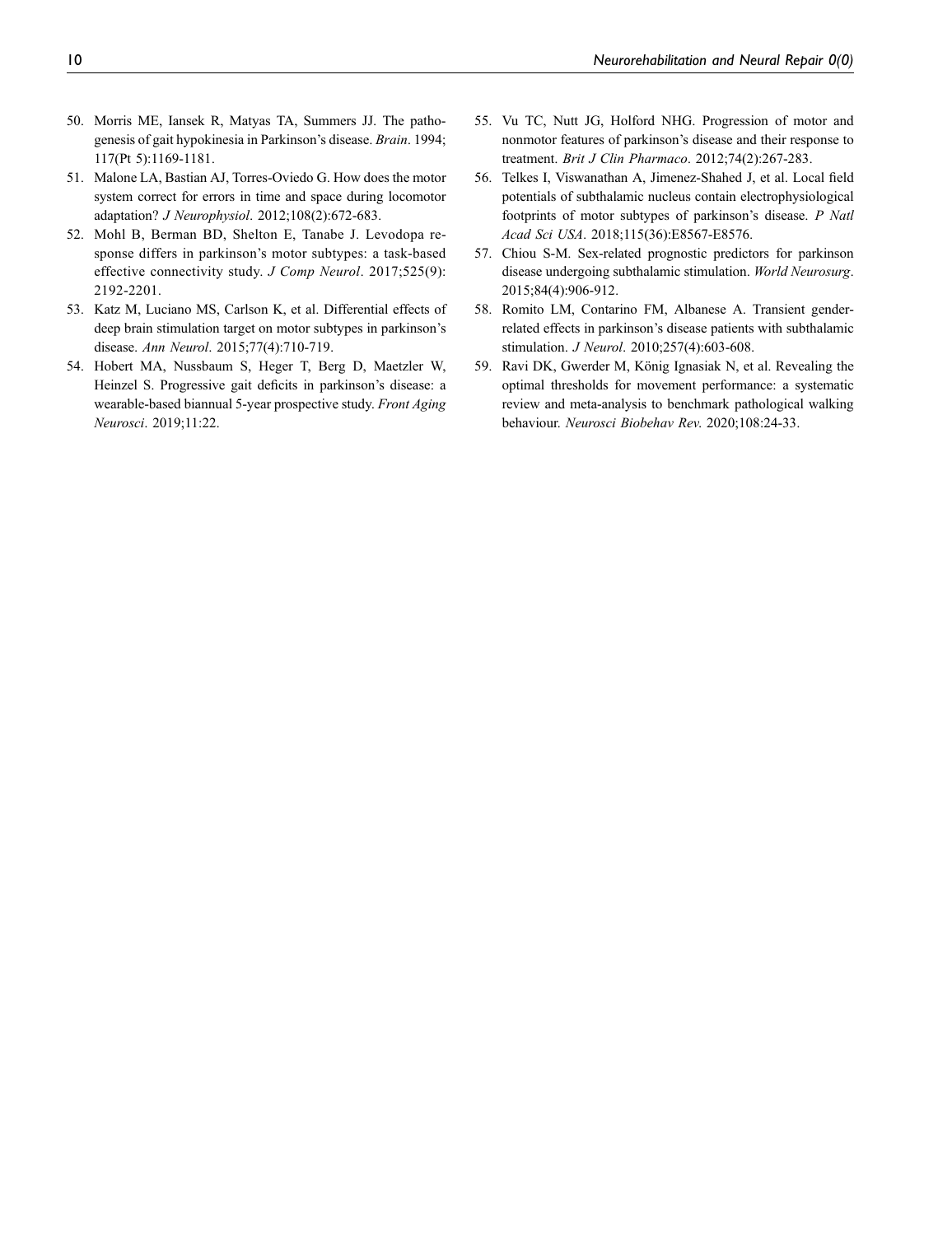50. Morris ME, Iansek R, Matyas TA, Summers JJ. The pathogenesis of gait hypokinesia in Parkinson's disease. *Brain*. 1994; 117(Pt 5):1169-1181.
51. Malone LA, Bastian AJ, Torres-Oviedo G. How does the motor system correct for errors in time and space during locomotor adaptation? *J Neurophysiol*. 2012;108(2):672-683.
52. Mohl B, Berman BD, Shelton E, Tanabe J. Levodopa response differs in parkinson's motor subtypes: a task-based effective connectivity study. *J Comp Neurol*. 2017;525(9): 2192-2201.
53. Katz M, Luciano MS, Carlson K, et al. Differential effects of deep brain stimulation target on motor subtypes in parkinson's disease. *Ann Neurol*. 2015;77(4):710-719.
54. Hobert MA, Nussbaum S, Heger T, Berg D, Maetzler W, Heinzel S. Progressive gait deficits in parkinson's disease: a wearable-based biannual 5-year prospective study. *Front Aging Neurosci*. 2019;11:22.
55. Vu TC, Nutt JG, Holford NHG. Progression of motor and nonmotor features of parkinson's disease and their response to treatment. *Brit J Clin Pharmaco*. 2012;74(2):267-283.
56. Telkes I, Viswanathan A, Jimenez-Shahed J, et al. Local field potentials of subthalamic nucleus contain electrophysiological footprints of motor subtypes of parkinson's disease. *P Natl Acad Sci USA*. 2018;115(36):E8567-E8576.
57. Chiou S-M. Sex-related prognostic predictors for parkinson disease undergoing subthalamic stimulation. *World Neurosurg*. 2015;84(4):906-912.
58. Romito LM, Contarino FM, Albanese A. Transient gender-related effects in parkinson's disease patients with subthalamic stimulation. *J Neurol*. 2010;257(4):603-608.
59. Ravi DK, Gwerder M, König Ignasiak N, et al. Revealing the optimal thresholds for movement performance: a systematic review and meta-analysis to benchmark pathological walking behaviour. *Neurosci Biobehav Rev*. 2020;108:24-33.